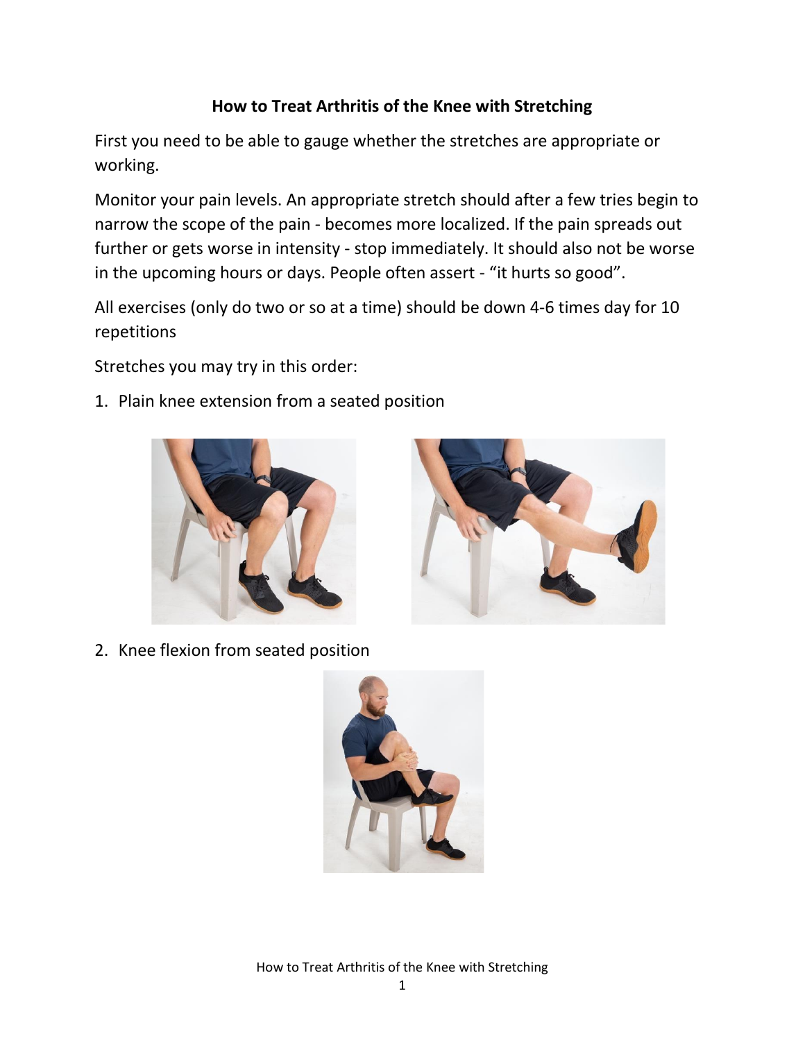# How to Treat Arthritis of the Knee with Stretching

First you need to be able to gauge whether the stretches are appropriate or working.

Monitor your pain levels. An appropriate stretch should after a few tries begin to narrow the scope of the pain - becomes more localized. If the pain spreads out further or gets worse in intensity - stop immediately. It should also not be worse in the upcoming hours or days. People often assert - “it hurts so good”.

All exercises (only do two or so at a time) should be down 4-6 times day for 10 repetitions

Stretches you may try in this order:

1. Plain knee extension from a seated position

2. Knee flexion from seated position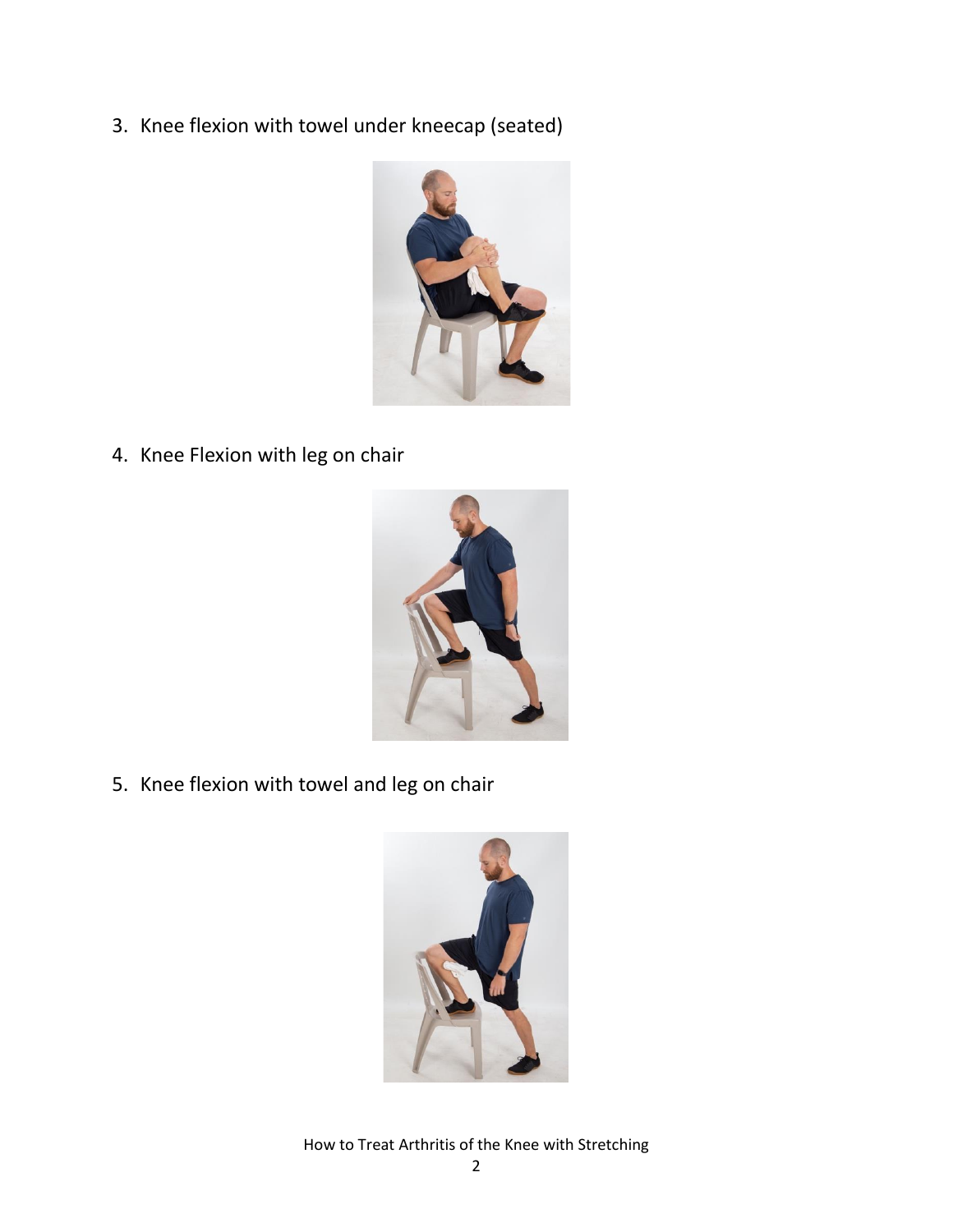3. Knee flexion with towel under kneecap (seated)

4. Knee Flexion with leg on chair

5. Knee flexion with towel and leg on chair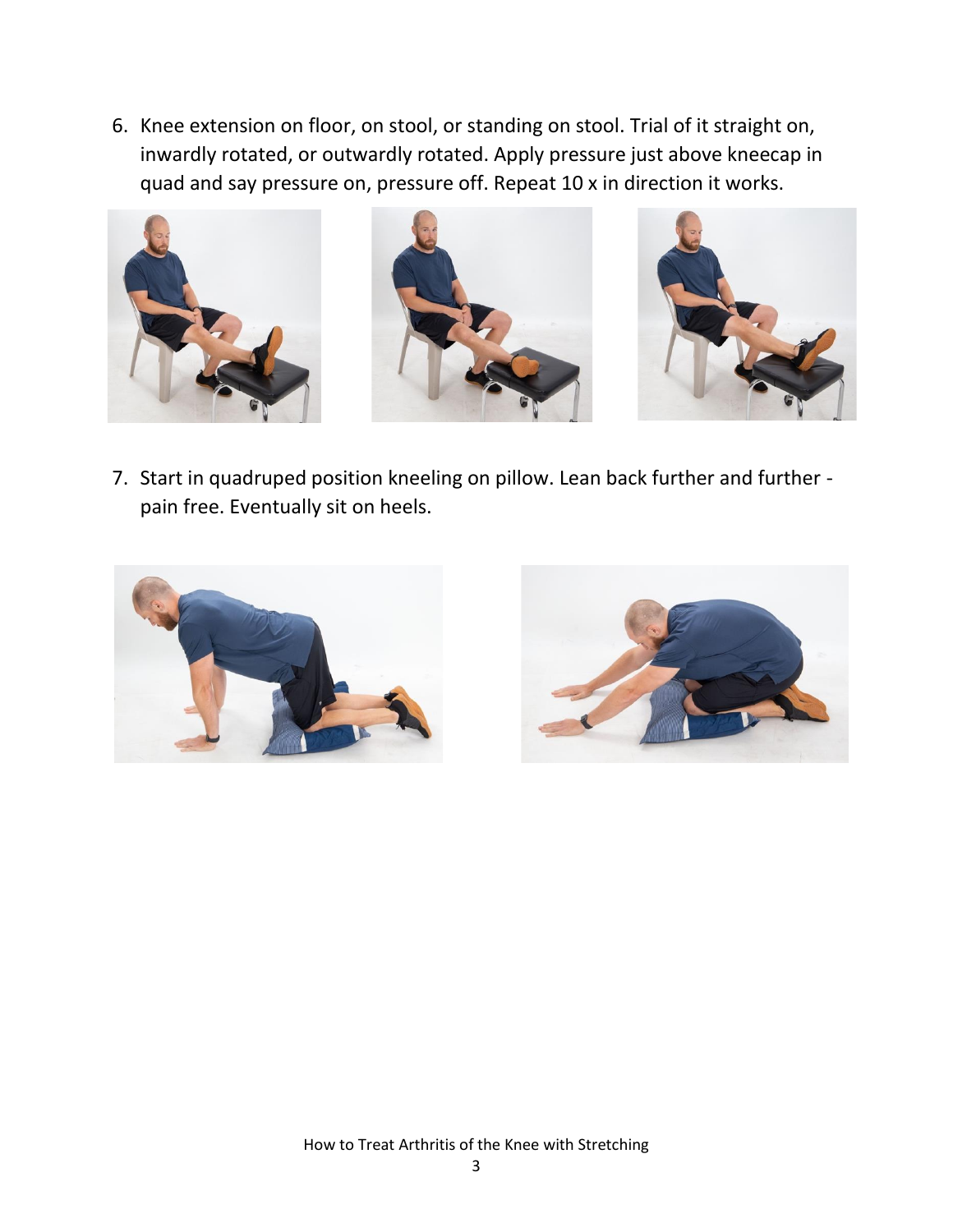6. Knee extension on floor, on stool, or standing on stool. Trial of it straight on, inwardly rotated, or outwardly rotated. Apply pressure just above kneecap in quad and say pressure on, pressure off. Repeat 10 x in direction it works.

7. Start in quadruped position kneeling on pillow. Lean back further and further - pain free. Eventually sit on heels.